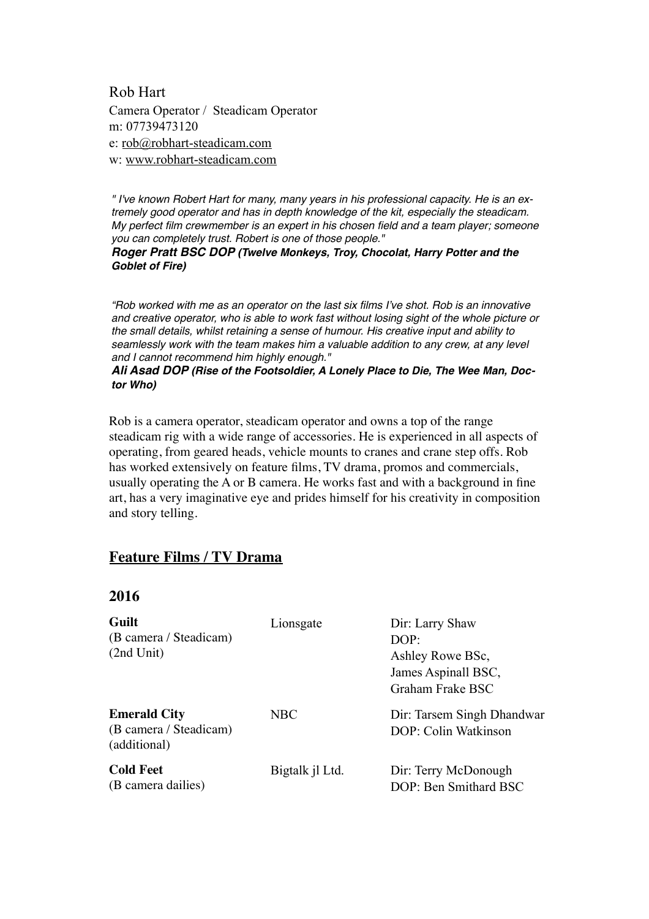Rob Hart
Camera Operator / Steadicam Operator
m: 07739473120
e: rob@robhart-steadicam.com
w: www.robhart-steadicam.com

*" I've known Robert Hart for many, many years in his professional capacity. He is an extremely good operator and has in depth knowledge of the kit, especially the steadicam. My perfect film crewmember is an expert in his chosen field and a team player; someone you can completely trust. Robert is one of those people."*
***Roger Pratt BSC DOP (Twelve Monkeys, Troy, Chocolat, Harry Potter and the Goblet of Fire)***

*"Rob worked with me as an operator on the last six films I've shot. Rob is an innovative and creative operator, who is able to work fast without losing sight of the whole picture or the small details, whilst retaining a sense of humour. His creative input and ability to seamlessly work with the team makes him a valuable addition to any crew, at any level and I cannot recommend him highly enough."*
***Ali Asad DOP (Rise of the Footsoldier, A Lonely Place to Die, The Wee Man, Doctor Who)***

Rob is a camera operator, steadicam operator and owns a top of the range steadicam rig with a wide range of accessories. He is experienced in all aspects of operating, from geared heads, vehicle mounts to cranes and crane step offs. Rob has worked extensively on feature films, TV drama, promos and commercials, usually operating the A or B camera. He works fast and with a background in fine art, has a very imaginative eye and prides himself for his creativity in composition and story telling.

## Feature Films / TV Drama

### 2016

| | | |
|---|---|---|
| **Guilt**<br>(B camera / Steadicam)<br>(2nd Unit) | Lionsgate | Dir: Larry Shaw<br>DOP:<br>Ashley Rowe BSc,<br>James Aspinall BSC,<br>Graham Frake BSC |
| **Emerald City**<br>(B camera / Steadicam)<br>(additional) | NBC | Dir: Tarsem Singh Dhandwar<br>DOP: Colin Watkinson |
| **Cold Feet**<br>(B camera dailies) | Bigtalk jl Ltd. | Dir: Terry McDonough<br>DOP: Ben Smithard BSC |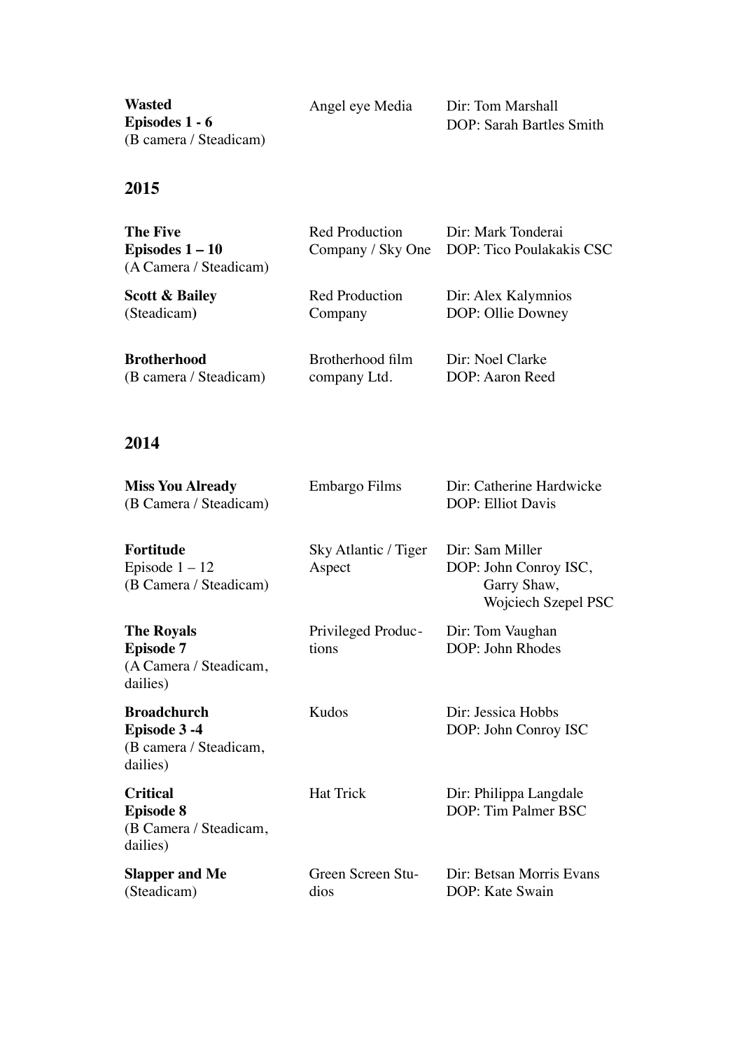| | | |
|---|---|---|
| **Wasted**<br>**Episodes 1 - 6**<br>(B camera / Steadicam) | Angel eye Media | Dir: Tom Marshall<br>DOP: Sarah Bartles Smith |

## 2015

| | | |
|---|---|---|
| **The Five**<br>**Episodes 1 – 10**<br>(A Camera / Steadicam) | Red Production Company / Sky One | Dir: Mark Tonderai<br>DOP: Tico Poulakakis CSC |
| **Scott & Bailey**<br>(Steadicam) | Red Production Company | Dir: Alex Kalymnios<br>DOP: Ollie Downey |
| **Brotherhood**<br>(B camera / Steadicam) | Brotherhood film company Ltd. | Dir: Noel Clarke<br>DOP: Aaron Reed |

## 2014

| | | |
|---|---|---|
| **Miss You Already**<br>(B Camera / Steadicam) | Embargo Films | Dir: Catherine Hardwicke<br>DOP: Elliot Davis |
| **Fortitude**<br>Episode 1 – 12<br>(B Camera / Steadicam) | Sky Atlantic / Tiger Aspect | Dir: Sam Miller<br>DOP: John Conroy ISC,<br>Garry Shaw,<br>Wojciech Szepel PSC |
| **The Royals**<br>**Episode 7**<br>(A Camera / Steadicam, dailies) | Privileged Productions | Dir: Tom Vaughan<br>DOP: John Rhodes |
| **Broadchurch**<br>**Episode 3 -4**<br>(B camera / Steadicam, dailies) | Kudos | Dir: Jessica Hobbs<br>DOP: John Conroy ISC |
| **Critical**<br>**Episode 8**<br>(B Camera / Steadicam, dailies) | Hat Trick | Dir: Philippa Langdale<br>DOP: Tim Palmer BSC |
| **Slapper and Me**<br>(Steadicam) | Green Screen Studios | Dir: Betsan Morris Evans<br>DOP: Kate Swain |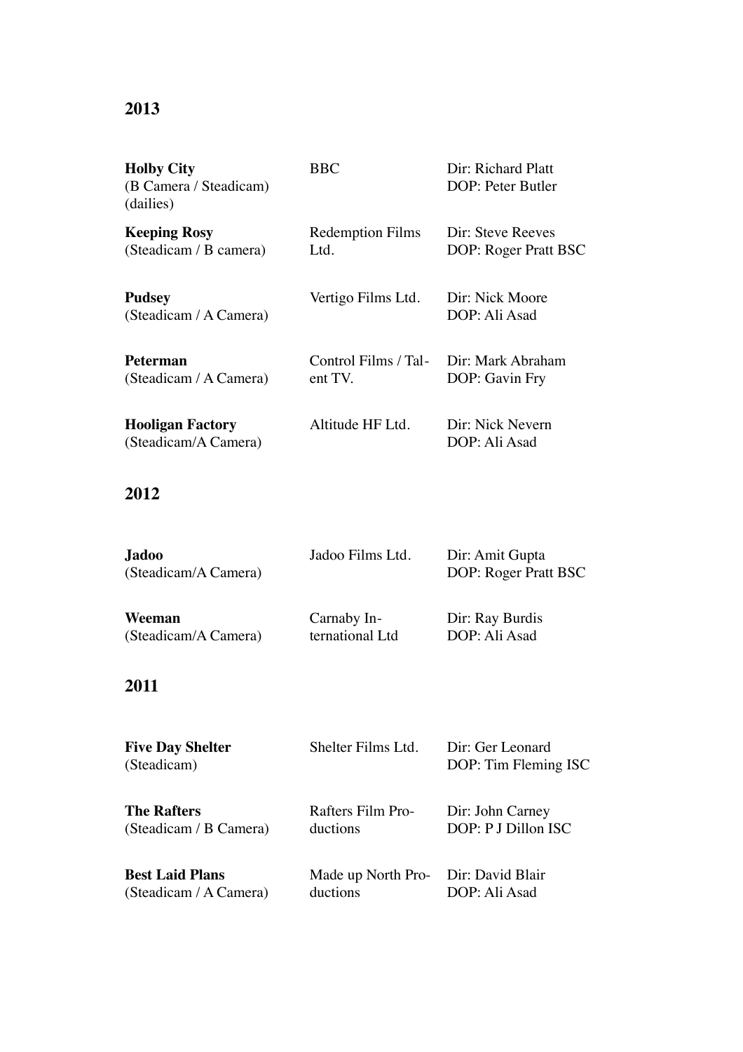## 2013

| | | |
|---|---|---|
| **Holby City** (B Camera / Steadicam) (dailies) | BBC | Dir: Richard Platt DOP: Peter Butler |
| **Keeping Rosy** (Steadicam / B camera) | Redemption Films Ltd. | Dir: Steve Reeves DOP: Roger Pratt BSC |
| **Pudsey** (Steadicam / A Camera) | Vertigo Films Ltd. | Dir: Nick Moore DOP: Ali Asad |
| **Peterman** (Steadicam / A Camera) | Control Films / Talent TV. | Dir: Mark Abraham DOP: Gavin Fry |
| **Hooligan Factory** (Steadicam/A Camera) | Altitude HF Ltd. | Dir: Nick Nevern DOP: Ali Asad |

## 2012

| | | |
|---|---|---|
| **Jadoo** (Steadicam/A Camera) | Jadoo Films Ltd. | Dir: Amit Gupta DOP: Roger Pratt BSC |
| **Weeman** (Steadicam/A Camera) | Carnaby International Ltd | Dir: Ray Burdis DOP: Ali Asad |

## 2011

| | | |
|---|---|---|
| **Five Day Shelter** (Steadicam) | Shelter Films Ltd. | Dir: Ger Leonard DOP: Tim Fleming ISC |
| **The Rafters** (Steadicam / B Camera) | Rafters Film Productions | Dir: John Carney DOP: P J Dillon ISC |
| **Best Laid Plans** (Steadicam / A Camera) | Made up North Productions | Dir: David Blair DOP: Ali Asad |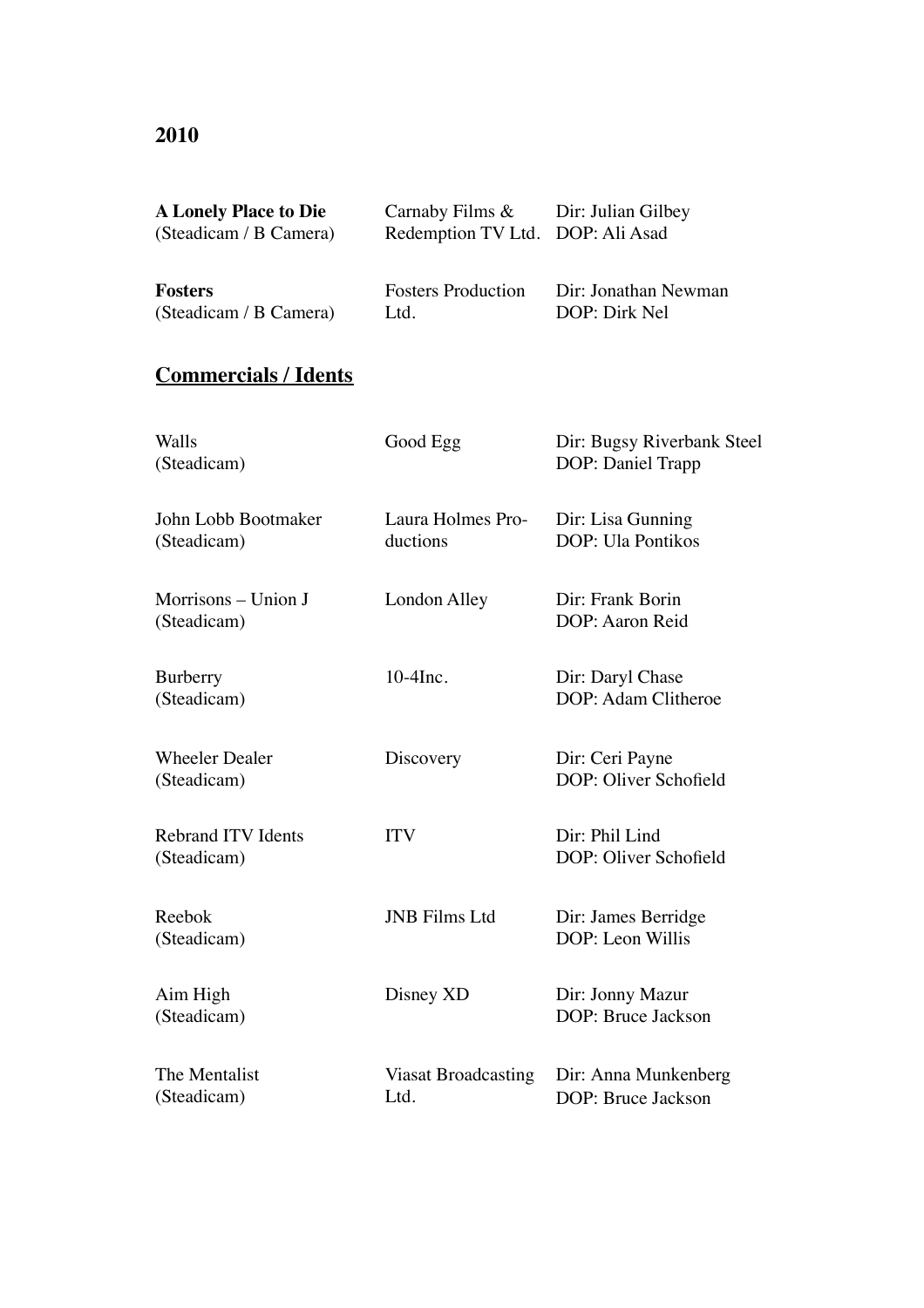**2010**

| | | |
|---|---|---|
| **A Lonely Place to Die** (Steadicam / B Camera) | Carnaby Films & Redemption TV Ltd. | Dir: Julian Gilbey DOP: Ali Asad |
| **Fosters** (Steadicam / B Camera) | Fosters Production Ltd. | Dir: Jonathan Newman DOP: Dirk Nel |

## Commercials / Idents

| | | |
|---|---|---|
| Walls (Steadicam) | Good Egg | Dir: Bugsy Riverbank Steel DOP: Daniel Trapp |
| John Lobb Bootmaker (Steadicam) | Laura Holmes Productions | Dir: Lisa Gunning DOP: Ula Pontikos |
| Morrisons – Union J (Steadicam) | London Alley | Dir: Frank Borin DOP: Aaron Reid |
| Burberry (Steadicam) | 10-4Inc. | Dir: Daryl Chase DOP: Adam Clitheroe |
| Wheeler Dealer (Steadicam) | Discovery | Dir: Ceri Payne DOP: Oliver Schofield |
| Rebrand ITV Idents (Steadicam) | ITV | Dir: Phil Lind DOP: Oliver Schofield |
| Reebok (Steadicam) | JNB Films Ltd | Dir: James Berridge DOP: Leon Willis |
| Aim High (Steadicam) | Disney XD | Dir: Jonny Mazur DOP: Bruce Jackson |
| The Mentalist (Steadicam) | Viasat Broadcasting Ltd. | Dir: Anna Munkenberg DOP: Bruce Jackson |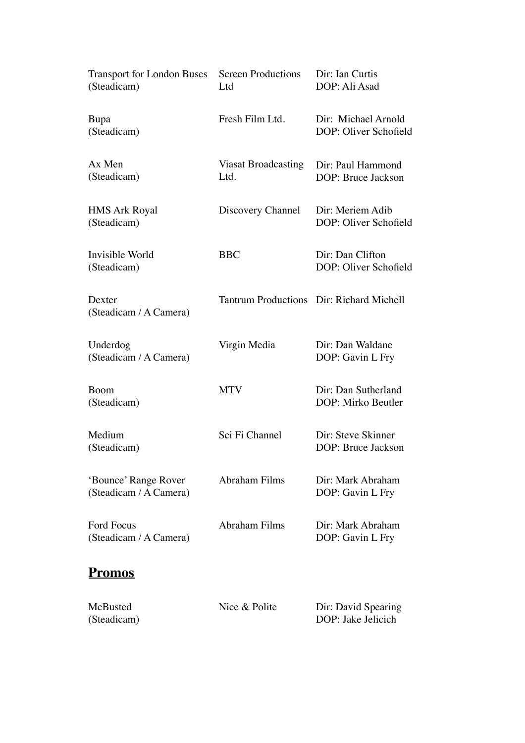| | | |
|---|---|---|
| Transport for London Buses (Steadicam) | Screen Productions Ltd | Dir: Ian Curtis<br>DOP: Ali Asad |
| Bupa (Steadicam) | Fresh Film Ltd. | Dir: Michael Arnold<br>DOP: Oliver Schofield |
| Ax Men (Steadicam) | Viasat Broadcasting Ltd. | Dir: Paul Hammond<br>DOP: Bruce Jackson |
| HMS Ark Royal (Steadicam) | Discovery Channel | Dir: Meriem Adib<br>DOP: Oliver Schofield |
| Invisible World (Steadicam) | BBC | Dir: Dan Clifton<br>DOP: Oliver Schofield |
| Dexter (Steadicam / A Camera) | Tantrum Productions | Dir: Richard Michell |
| Underdog (Steadicam / A Camera) | Virgin Media | Dir: Dan Waldane<br>DOP: Gavin L Fry |
| Boom (Steadicam) | MTV | Dir: Dan Sutherland<br>DOP: Mirko Beutler |
| Medium (Steadicam) | Sci Fi Channel | Dir: Steve Skinner<br>DOP: Bruce Jackson |
| 'Bounce' Range Rover (Steadicam / A Camera) | Abraham Films | Dir: Mark Abraham<br>DOP: Gavin L Fry |
| Ford Focus (Steadicam / A Camera) | Abraham Films | Dir: Mark Abraham<br>DOP: Gavin L Fry |

## **Promos**

| | | |
|---|---|---|
| McBusted (Steadicam) | Nice & Polite | Dir: David Spearing<br>DOP: Jake Jelicich |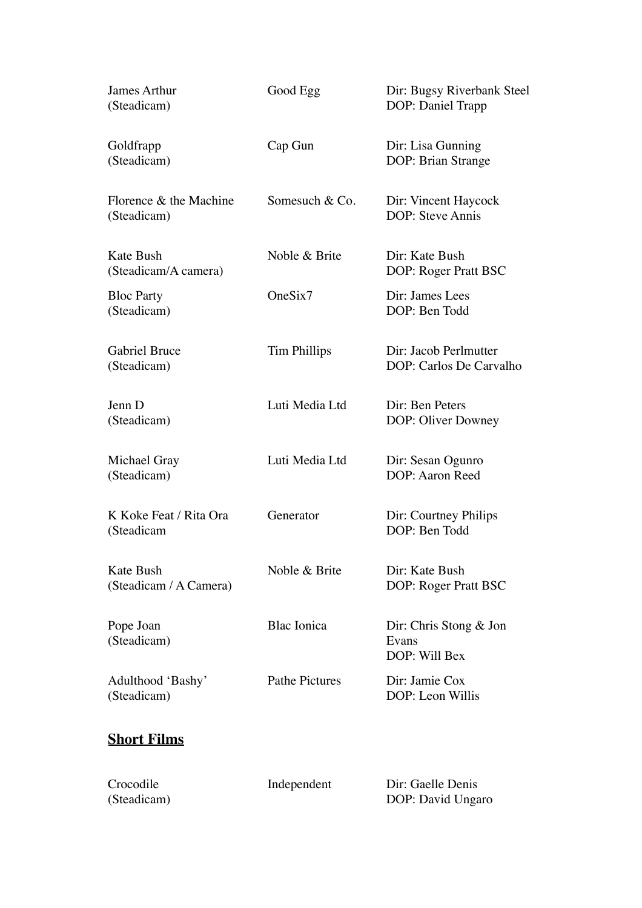| | | |
|---|---|---|
| James Arthur (Steadicam) | Good Egg | Dir: Bugsy Riverbank Steel<br>DOP: Daniel Trapp |
| Goldfrapp (Steadicam) | Cap Gun | Dir: Lisa Gunning<br>DOP: Brian Strange |
| Florence & the Machine (Steadicam) | Somesuch & Co. | Dir: Vincent Haycock<br>DOP: Steve Annis |
| Kate Bush (Steadicam/A camera) | Noble & Brite | Dir: Kate Bush<br>DOP: Roger Pratt BSC |
| Bloc Party (Steadicam) | OneSix7 | Dir: James Lees<br>DOP: Ben Todd |
| Gabriel Bruce (Steadicam) | Tim Phillips | Dir: Jacob Perlmutter<br>DOP: Carlos De Carvalho |
| Jenn D (Steadicam) | Luti Media Ltd | Dir: Ben Peters<br>DOP: Oliver Downey |
| Michael Gray (Steadicam) | Luti Media Ltd | Dir: Sesan Ogunro<br>DOP: Aaron Reed |
| K Koke Feat / Rita Ora (Steadicam | Generator | Dir: Courtney Philips<br>DOP: Ben Todd |
| Kate Bush (Steadicam / A Camera) | Noble & Brite | Dir: Kate Bush<br>DOP: Roger Pratt BSC |
| Pope Joan (Steadicam) | Blac Ionica | Dir: Chris Stong & Jon Evans<br>DOP: Will Bex |
| Adulthood 'Bashy' (Steadicam) | Pathe Pictures | Dir: Jamie Cox<br>DOP: Leon Willis |

## **Short Films**

| | | |
|---|---|---|
| Crocodile (Steadicam) | Independent | Dir: Gaelle Denis<br>DOP: David Ungaro |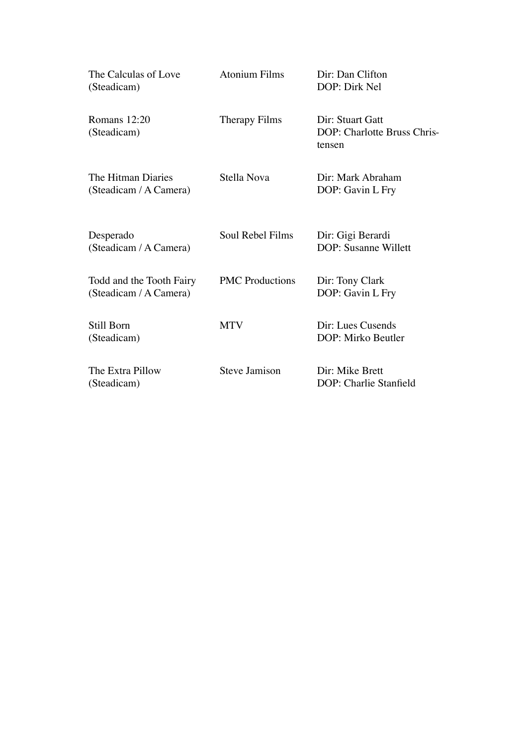| | | |
|---|---|---|
| The Calculas of Love<br>(Steadicam) | Atonium Films | Dir: Dan Clifton<br>DOP: Dirk Nel |
| Romans 12:20<br>(Steadicam) | Therapy Films | Dir: Stuart Gatt<br>DOP: Charlotte Bruss Christensen |
| The Hitman Diaries<br>(Steadicam / A Camera) | Stella Nova | Dir: Mark Abraham<br>DOP: Gavin L Fry |
| Desperado<br>(Steadicam / A Camera) | Soul Rebel Films | Dir: Gigi Berardi<br>DOP: Susanne Willett |
| Todd and the Tooth Fairy<br>(Steadicam / A Camera) | PMC Productions | Dir: Tony Clark<br>DOP: Gavin L Fry |
| Still Born<br>(Steadicam) | MTV | Dir: Lues Cusends<br>DOP: Mirko Beutler |
| The Extra Pillow<br>(Steadicam) | Steve Jamison | Dir: Mike Brett<br>DOP: Charlie Stanfield |